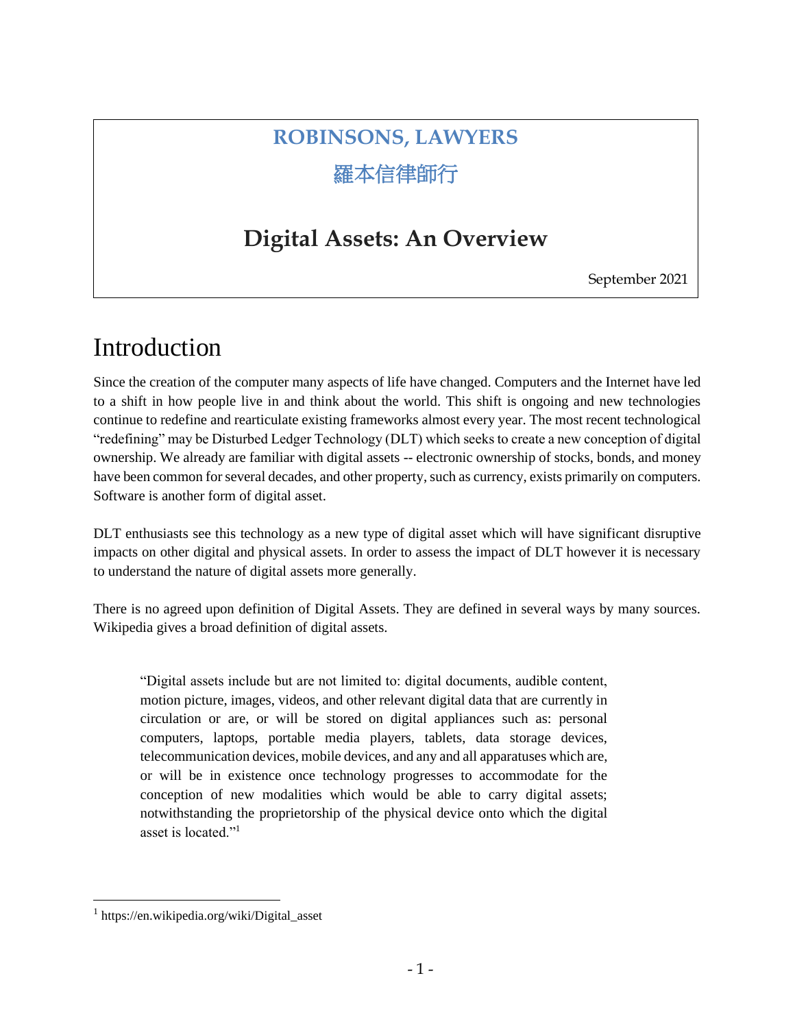**ROBINSONS, LAWYERS**

**羅本信律師行**

# Digital Assets: An Overview

September 2021

## Introduction

Since the creation of the computer many aspects of life have changed. Computers and the Internet have led to a shift in how people live in and think about the world. This shift is ongoing and new technologies continue to redefine and rearticulate existing frameworks almost every year. The most recent technological "redefining" may be Disturbed Ledger Technology (DLT) which seeks to create a new conception of digital ownership. We already are familiar with digital assets -- electronic ownership of stocks, bonds, and money have been common for several decades, and other property, such as currency, exists primarily on computers. Software is another form of digital asset.

DLT enthusiasts see this technology as a new type of digital asset which will have significant disruptive impacts on other digital and physical assets. In order to assess the impact of DLT however it is necessary to understand the nature of digital assets more generally.

There is no agreed upon definition of Digital Assets. They are defined in several ways by many sources. Wikipedia gives a broad definition of digital assets.

> "Digital assets include but are not limited to: digital documents, audible content, motion picture, images, videos, and other relevant digital data that are currently in circulation or are, or will be stored on digital appliances such as: personal computers, laptops, portable media players, tablets, data storage devices, telecommunication devices, mobile devices, and any and all apparatuses which are, or will be in existence once technology progresses to accommodate for the conception of new modalities which would be able to carry digital assets; notwithstanding the proprietorship of the physical device onto which the digital asset is located."[1]

[1] https://en.wikipedia.org/wiki/Digital_asset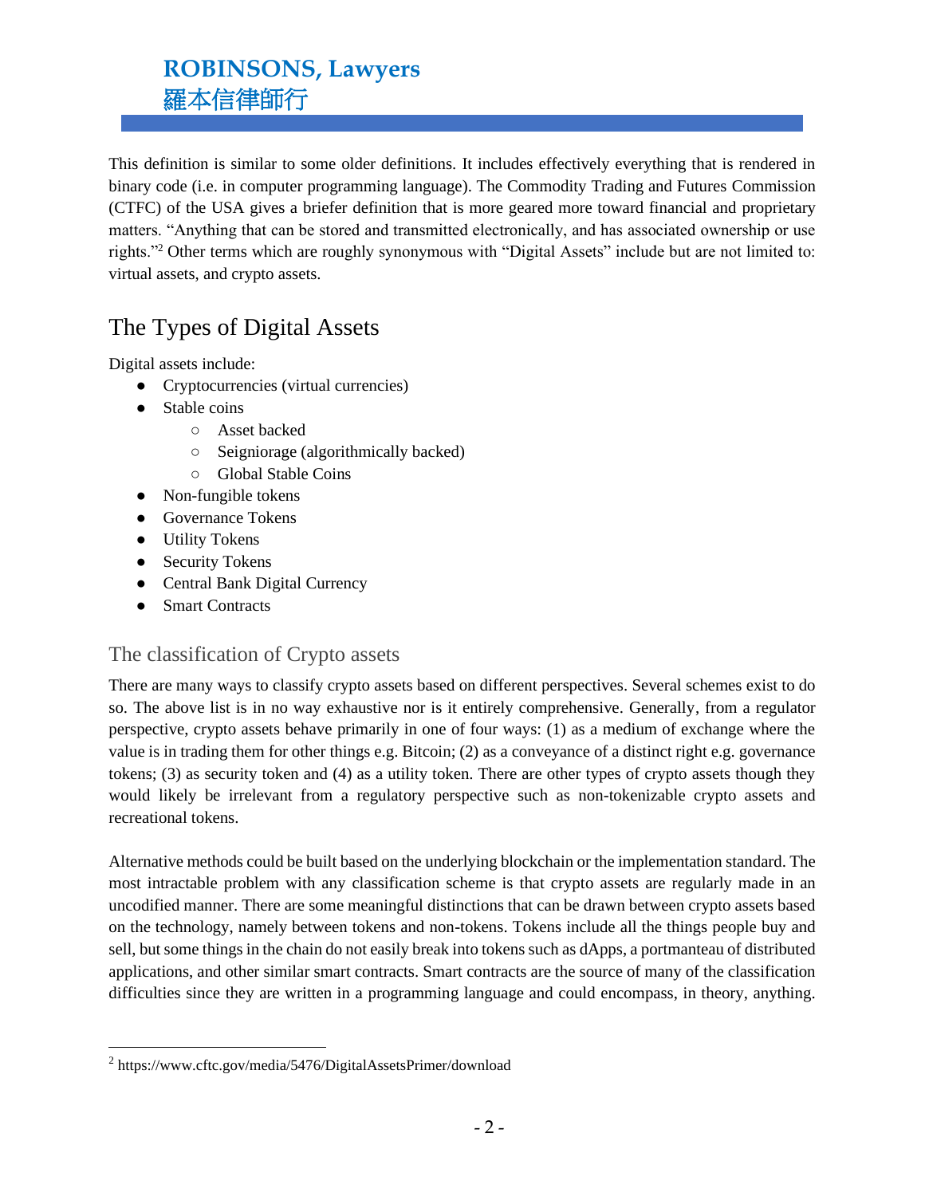This definition is similar to some older definitions. It includes effectively everything that is rendered in binary code (i.e. in computer programming language). The Commodity Trading and Futures Commission (CTFC) of the USA gives a briefer definition that is more geared more toward financial and proprietary matters. "Anything that can be stored and transmitted electronically, and has associated ownership or use rights."[2] Other terms which are roughly synonymous with "Digital Assets" include but are not limited to: virtual assets, and crypto assets.

# The Types of Digital Assets

Digital assets include:

- Cryptocurrencies (virtual currencies)
- Stable coins
  - Asset backed
  - Seigniorage (algorithmically backed)
  - Global Stable Coins
- Non-fungible tokens
- Governance Tokens
- Utility Tokens
- Security Tokens
- Central Bank Digital Currency
- Smart Contracts

## The classification of Crypto assets

There are many ways to classify crypto assets based on different perspectives. Several schemes exist to do so. The above list is in no way exhaustive nor is it entirely comprehensive. Generally, from a regulator perspective, crypto assets behave primarily in one of four ways: (1) as a medium of exchange where the value is in trading them for other things e.g. Bitcoin; (2) as a conveyance of a distinct right e.g. governance tokens; (3) as security token and (4) as a utility token. There are other types of crypto assets though they would likely be irrelevant from a regulatory perspective such as non-tokenizable crypto assets and recreational tokens.

Alternative methods could be built based on the underlying blockchain or the implementation standard. The most intractable problem with any classification scheme is that crypto assets are regularly made in an uncodified manner. There are some meaningful distinctions that can be drawn between crypto assets based on the technology, namely between tokens and non-tokens. Tokens include all the things people buy and sell, but some things in the chain do not easily break into tokens such as dApps, a portmanteau of distributed applications, and other similar smart contracts. Smart contracts are the source of many of the classification difficulties since they are written in a programming language and could encompass, in theory, anything.

[2] https://www.cftc.gov/media/5476/DigitalAssetsPrimer/download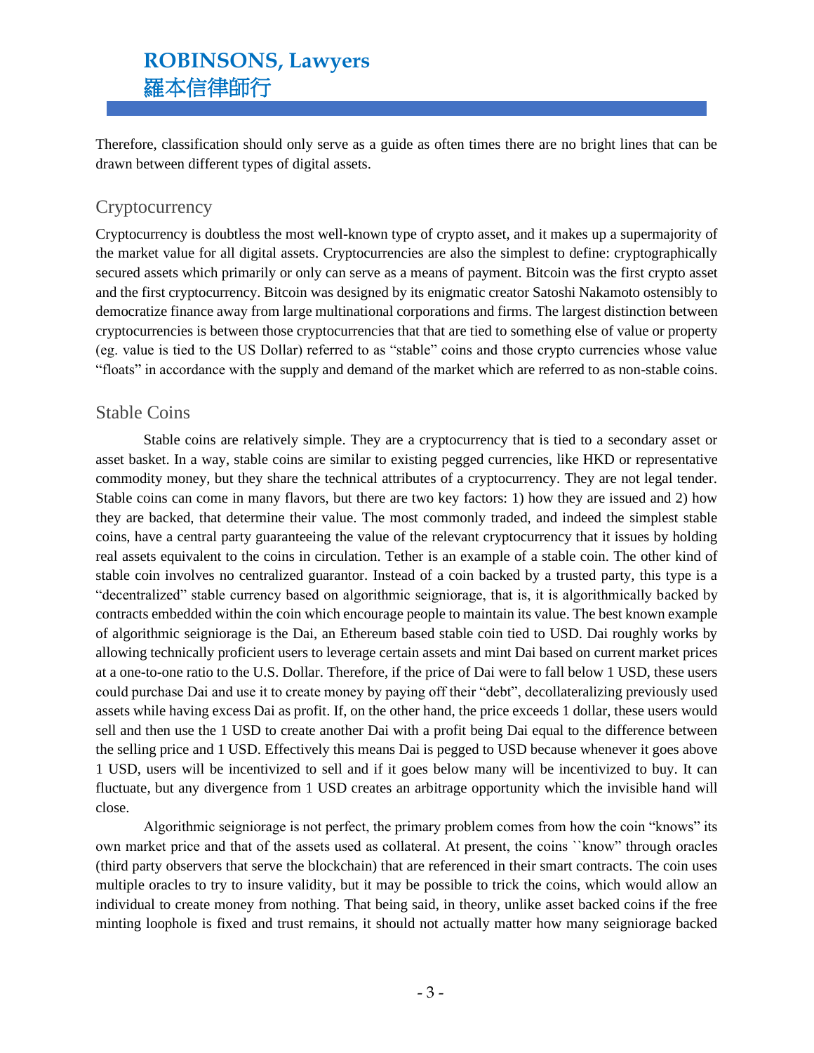Therefore, classification should only serve as a guide as often times there are no bright lines that can be drawn between different types of digital assets.

## Cryptocurrency

Cryptocurrency is doubtless the most well-known type of crypto asset, and it makes up a supermajority of the market value for all digital assets. Cryptocurrencies are also the simplest to define: cryptographically secured assets which primarily or only can serve as a means of payment. Bitcoin was the first crypto asset and the first cryptocurrency. Bitcoin was designed by its enigmatic creator Satoshi Nakamoto ostensibly to democratize finance away from large multinational corporations and firms. The largest distinction between cryptocurrencies is between those cryptocurrencies that that are tied to something else of value or property (eg. value is tied to the US Dollar) referred to as "stable" coins and those crypto currencies whose value "floats" in accordance with the supply and demand of the market which are referred to as non-stable coins.

## Stable Coins

Stable coins are relatively simple. They are a cryptocurrency that is tied to a secondary asset or asset basket. In a way, stable coins are similar to existing pegged currencies, like HKD or representative commodity money, but they share the technical attributes of a cryptocurrency. They are not legal tender. Stable coins can come in many flavors, but there are two key factors: 1) how they are issued and 2) how they are backed, that determine their value. The most commonly traded, and indeed the simplest stable coins, have a central party guaranteeing the value of the relevant cryptocurrency that it issues by holding real assets equivalent to the coins in circulation. Tether is an example of a stable coin. The other kind of stable coin involves no centralized guarantor. Instead of a coin backed by a trusted party, this type is a "decentralized" stable currency based on algorithmic seigniorage, that is, it is algorithmically backed by contracts embedded within the coin which encourage people to maintain its value. The best known example of algorithmic seigniorage is the Dai, an Ethereum based stable coin tied to USD. Dai roughly works by allowing technically proficient users to leverage certain assets and mint Dai based on current market prices at a one-to-one ratio to the U.S. Dollar. Therefore, if the price of Dai were to fall below 1 USD, these users could purchase Dai and use it to create money by paying off their "debt", decollateralizing previously used assets while having excess Dai as profit. If, on the other hand, the price exceeds 1 dollar, these users would sell and then use the 1 USD to create another Dai with a profit being Dai equal to the difference between the selling price and 1 USD. Effectively this means Dai is pegged to USD because whenever it goes above 1 USD, users will be incentivized to sell and if it goes below many will be incentivized to buy. It can fluctuate, but any divergence from 1 USD creates an arbitrage opportunity which the invisible hand will close.

Algorithmic seigniorage is not perfect, the primary problem comes from how the coin "knows" its own market price and that of the assets used as collateral. At present, the coins ``know" through oracles (third party observers that serve the blockchain) that are referenced in their smart contracts. The coin uses multiple oracles to try to insure validity, but it may be possible to trick the coins, which would allow an individual to create money from nothing. That being said, in theory, unlike asset backed coins if the free minting loophole is fixed and trust remains, it should not actually matter how many seigniorage backed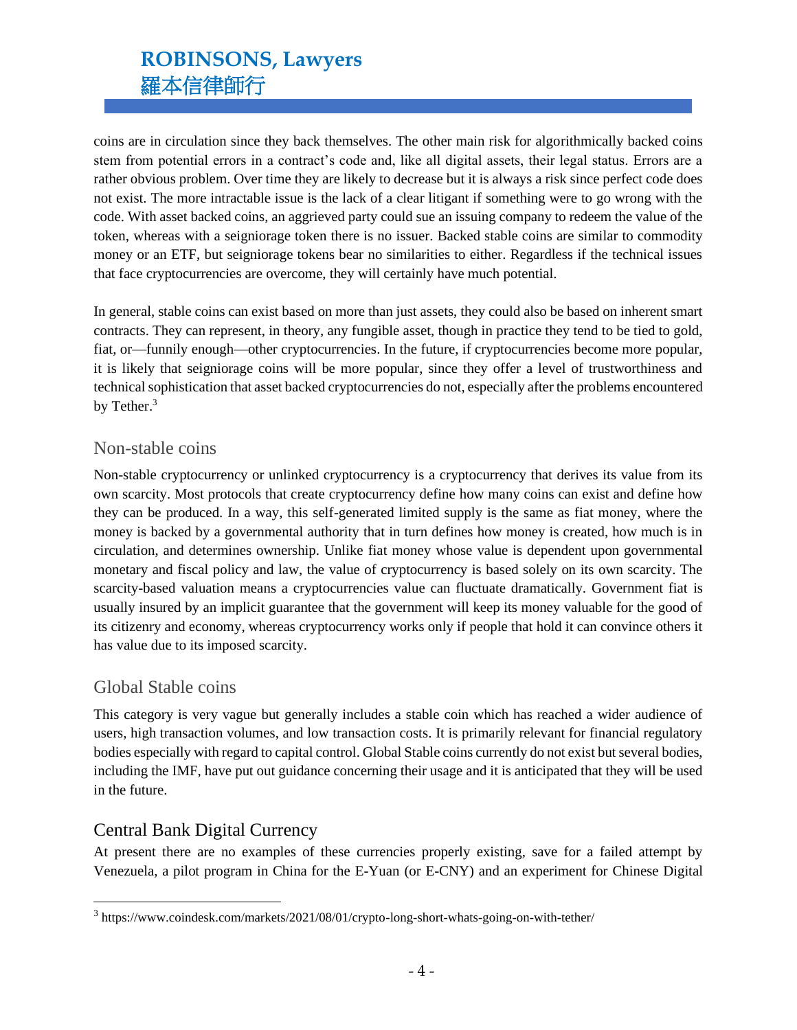coins are in circulation since they back themselves. The other main risk for algorithmically backed coins stem from potential errors in a contract's code and, like all digital assets, their legal status. Errors are a rather obvious problem. Over time they are likely to decrease but it is always a risk since perfect code does not exist. The more intractable issue is the lack of a clear litigant if something were to go wrong with the code. With asset backed coins, an aggrieved party could sue an issuing company to redeem the value of the token, whereas with a seigniorage token there is no issuer. Backed stable coins are similar to commodity money or an ETF, but seigniorage tokens bear no similarities to either. Regardless if the technical issues that face cryptocurrencies are overcome, they will certainly have much potential.

In general, stable coins can exist based on more than just assets, they could also be based on inherent smart contracts. They can represent, in theory, any fungible asset, though in practice they tend to be tied to gold, fiat, or—funnily enough—other cryptocurrencies. In the future, if cryptocurrencies become more popular, it is likely that seigniorage coins will be more popular, since they offer a level of trustworthiness and technical sophistication that asset backed cryptocurrencies do not, especially after the problems encountered by Tether.[3]

## Non-stable coins

Non-stable cryptocurrency or unlinked cryptocurrency is a cryptocurrency that derives its value from its own scarcity. Most protocols that create cryptocurrency define how many coins can exist and define how they can be produced. In a way, this self-generated limited supply is the same as fiat money, where the money is backed by a governmental authority that in turn defines how money is created, how much is in circulation, and determines ownership. Unlike fiat money whose value is dependent upon governmental monetary and fiscal policy and law, the value of cryptocurrency is based solely on its own scarcity. The scarcity-based valuation means a cryptocurrencies value can fluctuate dramatically. Government fiat is usually insured by an implicit guarantee that the government will keep its money valuable for the good of its citizenry and economy, whereas cryptocurrency works only if people that hold it can convince others it has value due to its imposed scarcity.

## Global Stable coins

This category is very vague but generally includes a stable coin which has reached a wider audience of users, high transaction volumes, and low transaction costs. It is primarily relevant for financial regulatory bodies especially with regard to capital control. Global Stable coins currently do not exist but several bodies, including the IMF, have put out guidance concerning their usage and it is anticipated that they will be used in the future.

## Central Bank Digital Currency

At present there are no examples of these currencies properly existing, save for a failed attempt by Venezuela, a pilot program in China for the E-Yuan (or E-CNY) and an experiment for Chinese Digital

---

[3] https://www.coindesk.com/markets/2021/08/01/crypto-long-short-whats-going-on-with-tether/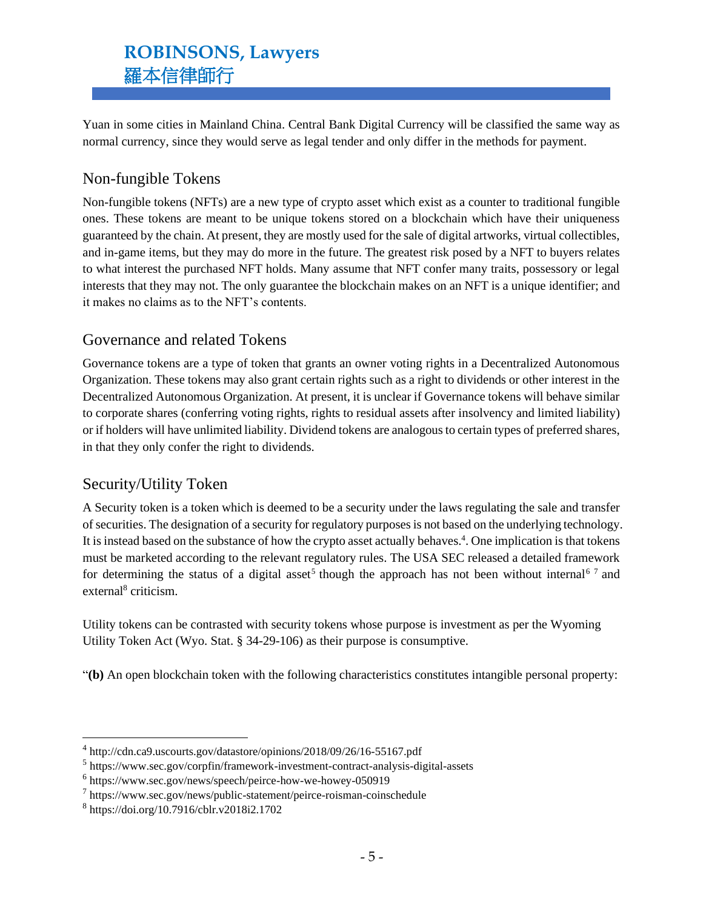Yuan in some cities in Mainland China. Central Bank Digital Currency will be classified the same way as normal currency, since they would serve as legal tender and only differ in the methods for payment.

## Non-fungible Tokens

Non-fungible tokens (NFTs) are a new type of crypto asset which exist as a counter to traditional fungible ones. These tokens are meant to be unique tokens stored on a blockchain which have their uniqueness guaranteed by the chain. At present, they are mostly used for the sale of digital artworks, virtual collectibles, and in-game items, but they may do more in the future. The greatest risk posed by a NFT to buyers relates to what interest the purchased NFT holds. Many assume that NFT confer many traits, possessory or legal interests that they may not. The only guarantee the blockchain makes on an NFT is a unique identifier; and it makes no claims as to the NFT's contents.

## Governance and related Tokens

Governance tokens are a type of token that grants an owner voting rights in a Decentralized Autonomous Organization. These tokens may also grant certain rights such as a right to dividends or other interest in the Decentralized Autonomous Organization. At present, it is unclear if Governance tokens will behave similar to corporate shares (conferring voting rights, rights to residual assets after insolvency and limited liability) or if holders will have unlimited liability. Dividend tokens are analogous to certain types of preferred shares, in that they only confer the right to dividends.

## Security/Utility Token

A Security token is a token which is deemed to be a security under the laws regulating the sale and transfer of securities. The designation of a security for regulatory purposes is not based on the underlying technology. It is instead based on the substance of how the crypto asset actually behaves.[4]. One implication is that tokens must be marketed according to the relevant regulatory rules. The USA SEC released a detailed framework for determining the status of a digital asset[5] though the approach has not been without internal[6] [7] and external[8] criticism.

Utility tokens can be contrasted with security tokens whose purpose is investment as per the Wyoming Utility Token Act (Wyo. Stat. § 34-29-106) as their purpose is consumptive.

"**(b)** An open blockchain token with the following characteristics constitutes intangible personal property:

---

[4] http://cdn.ca9.uscourts.gov/datastore/opinions/2018/09/26/16-55167.pdf

[5] https://www.sec.gov/corpfin/framework-investment-contract-analysis-digital-assets

[6] https://www.sec.gov/news/speech/peirce-how-we-howey-050919

[7] https://www.sec.gov/news/public-statement/peirce-roisman-coinschedule

[8] https://doi.org/10.7916/cblr.v2018i2.1702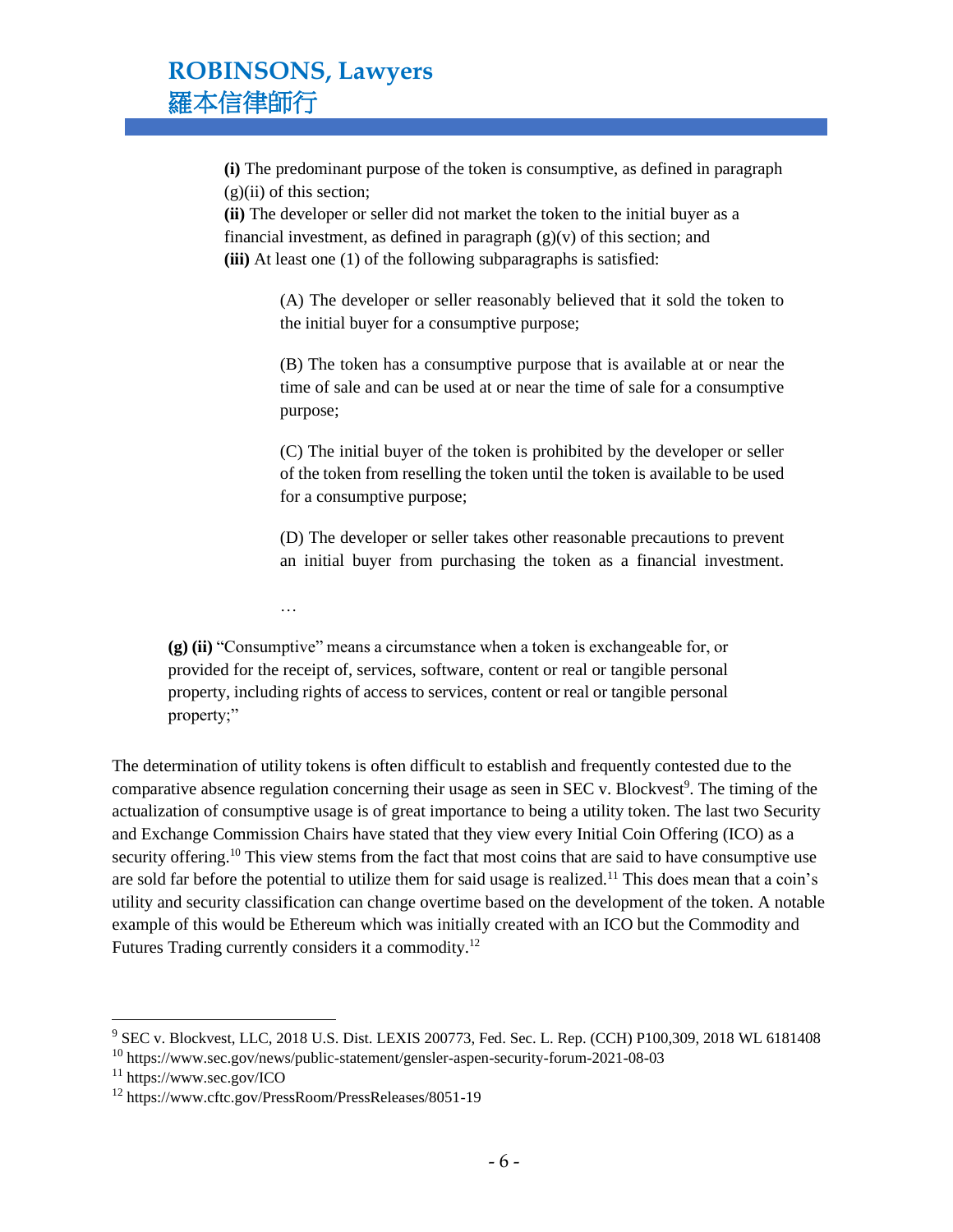**(i)** The predominant purpose of the token is consumptive, as defined in paragraph (g)(ii) of this section;
**(ii)** The developer or seller did not market the token to the initial buyer as a financial investment, as defined in paragraph (g)(v) of this section; and
**(iii)** At least one (1) of the following subparagraphs is satisfied:

(A) The developer or seller reasonably believed that it sold the token to the initial buyer for a consumptive purpose;

(B) The token has a consumptive purpose that is available at or near the time of sale and can be used at or near the time of sale for a consumptive purpose;

(C) The initial buyer of the token is prohibited by the developer or seller of the token from reselling the token until the token is available to be used for a consumptive purpose;

(D) The developer or seller takes other reasonable precautions to prevent an initial buyer from purchasing the token as a financial investment.

…

**(g) (ii)** "Consumptive" means a circumstance when a token is exchangeable for, or provided for the receipt of, services, software, content or real or tangible personal property, including rights of access to services, content or real or tangible personal property;"

The determination of utility tokens is often difficult to establish and frequently contested due to the comparative absence regulation concerning their usage as seen in SEC v. Blockvest[9]. The timing of the actualization of consumptive usage is of great importance to being a utility token. The last two Security and Exchange Commission Chairs have stated that they view every Initial Coin Offering (ICO) as a security offering.[10] This view stems from the fact that most coins that are said to have consumptive use are sold far before the potential to utilize them for said usage is realized.[11] This does mean that a coin's utility and security classification can change overtime based on the development of the token. A notable example of this would be Ethereum which was initially created with an ICO but the Commodity and Futures Trading currently considers it a commodity.[12]

---

[9] SEC v. Blockvest, LLC, 2018 U.S. Dist. LEXIS 200773, Fed. Sec. L. Rep. (CCH) P100,309, 2018 WL 6181408
[10] https://www.sec.gov/news/public-statement/gensler-aspen-security-forum-2021-08-03
[11] https://www.sec.gov/ICO
[12] https://www.cftc.gov/PressRoom/PressReleases/8051-19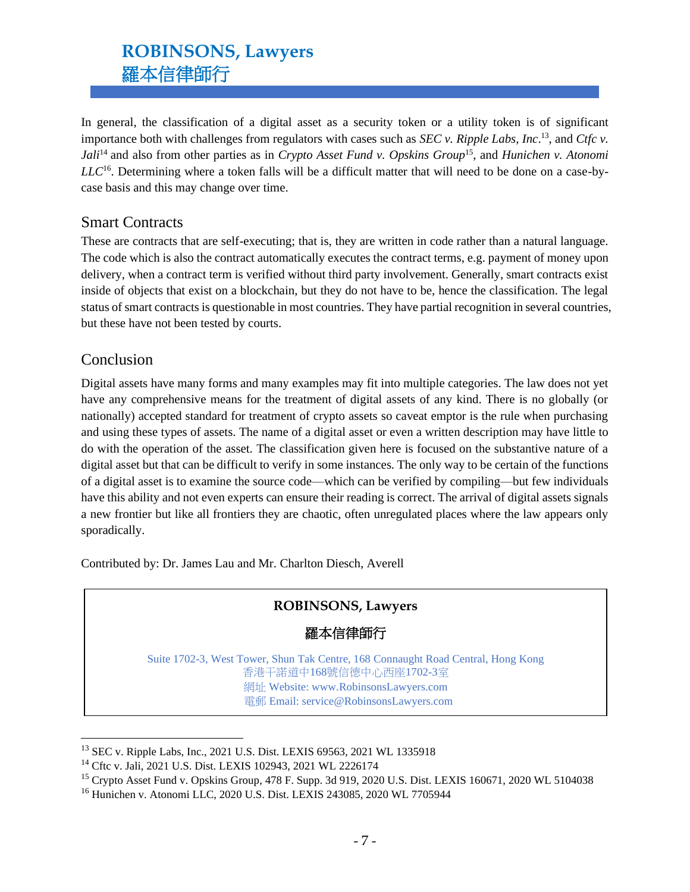In general, the classification of a digital asset as a security token or a utility token is of significant importance both with challenges from regulators with cases such as *SEC v. Ripple Labs, Inc*.[13], and *Ctfc v. Jali*[14] and also from other parties as in *Crypto Asset Fund v. Opskins Group*[15], and *Hunichen v. Atonomi LLC*[16]. Determining where a token falls will be a difficult matter that will need to be done on a case-by-case basis and this may change over time.

## Smart Contracts

These are contracts that are self-executing; that is, they are written in code rather than a natural language. The code which is also the contract automatically executes the contract terms, e.g. payment of money upon delivery, when a contract term is verified without third party involvement. Generally, smart contracts exist inside of objects that exist on a blockchain, but they do not have to be, hence the classification. The legal status of smart contracts is questionable in most countries. They have partial recognition in several countries, but these have not been tested by courts.

## Conclusion

Digital assets have many forms and many examples may fit into multiple categories. The law does not yet have any comprehensive means for the treatment of digital assets of any kind. There is no globally (or nationally) accepted standard for treatment of crypto assets so caveat emptor is the rule when purchasing and using these types of assets. The name of a digital asset or even a written description may have little to do with the operation of the asset. The classification given here is focused on the substantive nature of a digital asset but that can be difficult to verify in some instances. The only way to be certain of the functions of a digital asset is to examine the source code—which can be verified by compiling—but few individuals have this ability and not even experts can ensure their reading is correct. The arrival of digital assets signals a new frontier but like all frontiers they are chaotic, often unregulated places where the law appears only sporadically.

Contributed by: Dr. James Lau and Mr. Charlton Diesch, Averell

**ROBINSONS, Lawyers**

羅本信律師行

Suite 1702-3, West Tower, Shun Tak Centre, 168 Connaught Road Central, Hong Kong
香港干諾道中168號信德中心西座1702-3室
網址 Website: www.RobinsonsLawyers.com
電郵 Email: service@RobinsonsLawyers.com

---

[13] SEC v. Ripple Labs, Inc., 2021 U.S. Dist. LEXIS 69563, 2021 WL 1335918

[14] Cftc v. Jali, 2021 U.S. Dist. LEXIS 102943, 2021 WL 2226174

[15] Crypto Asset Fund v. Opskins Group, 478 F. Supp. 3d 919, 2020 U.S. Dist. LEXIS 160671, 2020 WL 5104038

[16] Hunichen v. Atonomi LLC, 2020 U.S. Dist. LEXIS 243085, 2020 WL 7705944